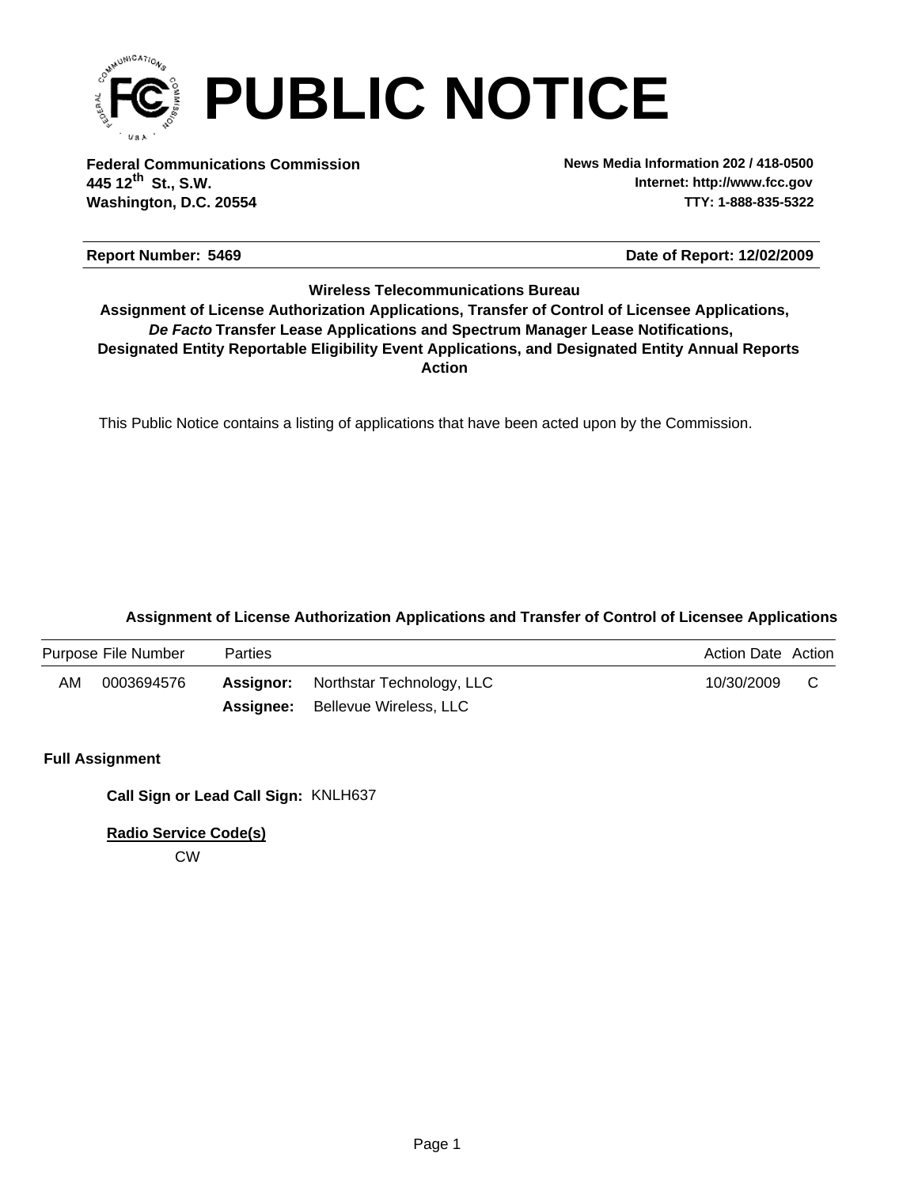# PUBLIC NOTICE

**Federal Communications Commission**
**445 12th St., S.W.**
**Washington, D.C. 20554**

**News Media Information 202 / 418-0500**
**Internet: http://www.fcc.gov**
**TTY: 1-888-835-5322**

**Report Number: 5469** | **Date of Report: 12/02/2009**

**Wireless Telecommunications Bureau**
**Assignment of License Authorization Applications, Transfer of Control of Licensee Applications,**
***De Facto* Transfer Lease Applications and Spectrum Manager Lease Notifications,**
**Designated Entity Reportable Eligibility Event Applications, and Designated Entity Annual Reports**
**Action**

This Public Notice contains a listing of applications that have been acted upon by the Commission.

### Assignment of License Authorization Applications and Transfer of Control of Licensee Applications

| Purpose | File Number | Parties | | Action Date | Action |
|---|---|---|---|---|---|
| AM | 0003694576 | **Assignor:** | Northstar Technology, LLC | 10/30/2009 | C |
| | | **Assignee:** | Bellevue Wireless, LLC | | |

**Full Assignment**

**Call Sign or Lead Call Sign:** KNLH637

**Radio Service Code(s)**

CW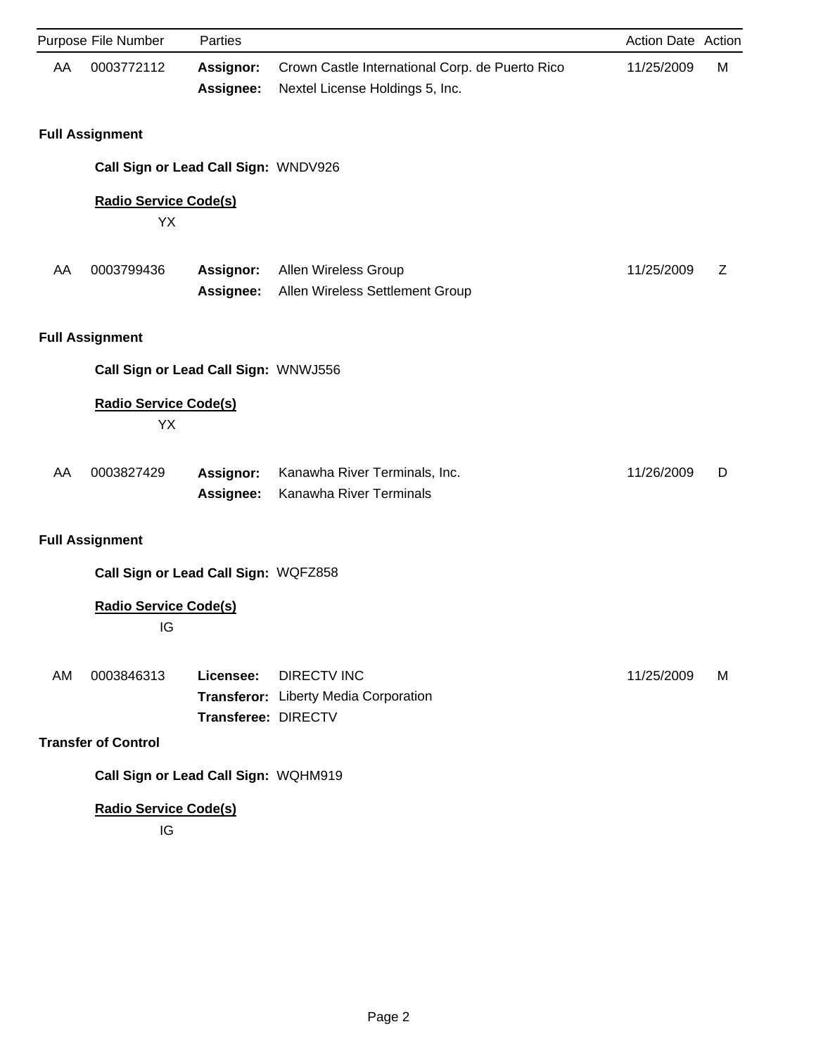| Purpose | File Number | Parties | | Action Date | Action |
|---|---|---|---|---|---|
| AA | 0003772112 | **Assignor:** | Crown Castle International Corp. de Puerto Rico | 11/25/2009 | M |
| | | **Assignee:** | Nextel License Holdings 5, Inc. | | |

**Full Assignment**

**Call Sign or Lead Call Sign:** WNDV926

**Radio Service Code(s)**

YX

| Purpose | File Number | Parties | | Action Date | Action |
|---|---|---|---|---|---|
| AA | 0003799436 | **Assignor:** | Allen Wireless Group | 11/25/2009 | Z |
| | | **Assignee:** | Allen Wireless Settlement Group | | |

**Full Assignment**

**Call Sign or Lead Call Sign:** WNWJ556

**Radio Service Code(s)**

YX

| Purpose | File Number | Parties | | Action Date | Action |
|---|---|---|---|---|---|
| AA | 0003827429 | **Assignor:** | Kanawha River Terminals, Inc. | 11/26/2009 | D |
| | | **Assignee:** | Kanawha River Terminals | | |

**Full Assignment**

**Call Sign or Lead Call Sign:** WQFZ858

**Radio Service Code(s)**

IG

| Purpose | File Number | Parties | | Action Date | Action |
|---|---|---|---|---|---|
| AM | 0003846313 | **Licensee:** | DIRECTV INC | 11/25/2009 | M |
| | | **Transferor:** | Liberty Media Corporation | | |
| | | **Transferee:** | DIRECTV | | |

**Transfer of Control**

**Call Sign or Lead Call Sign:** WQHM919

**Radio Service Code(s)**

IG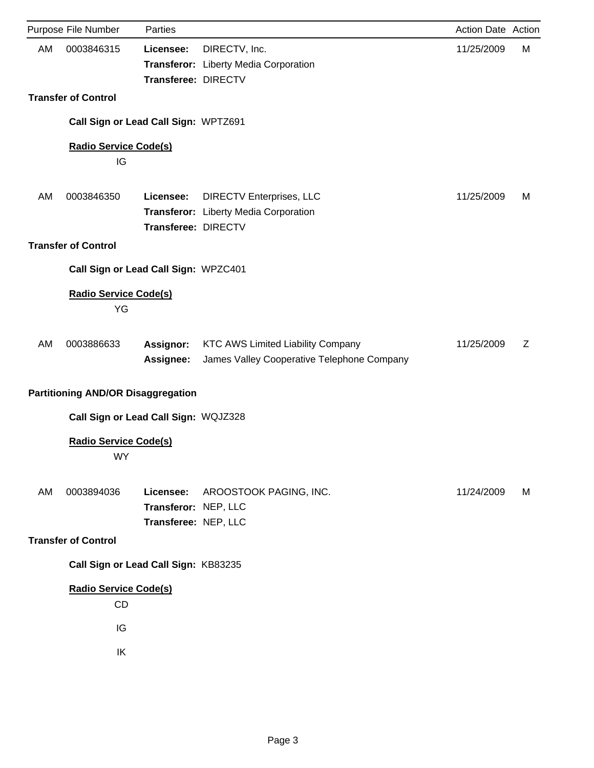| Purpose | File Number | Parties | | Action Date | Action |
|---|---|---|---|---|---|
| AM | 0003846315 | **Licensee:** | DIRECTV, Inc. | 11/25/2009 | M |
| | | **Transferor:** | Liberty Media Corporation | | |
| | | **Transferee:** | DIRECTV | | |

**Transfer of Control**

**Call Sign or Lead Call Sign:** WPTZ691

**Radio Service Code(s)**

IG

| Purpose | File Number | Parties | | Action Date | Action |
|---|---|---|---|---|---|
| AM | 0003846350 | **Licensee:** | DIRECTV Enterprises, LLC | 11/25/2009 | M |
| | | **Transferor:** | Liberty Media Corporation | | |
| | | **Transferee:** | DIRECTV | | |

**Transfer of Control**

**Call Sign or Lead Call Sign:** WPZC401

**Radio Service Code(s)**

YG

| Purpose | File Number | Parties | | Action Date | Action |
|---|---|---|---|---|---|
| AM | 0003886633 | **Assignor:** | KTC AWS Limited Liability Company | 11/25/2009 | Z |
| | | **Assignee:** | James Valley Cooperative Telephone Company | | |

**Partitioning AND/OR Disaggregation**

**Call Sign or Lead Call Sign:** WQJZ328

**Radio Service Code(s)**

WY

| Purpose | File Number | Parties | | Action Date | Action |
|---|---|---|---|---|---|
| AM | 0003894036 | **Licensee:** | AROOSTOOK PAGING, INC. | 11/24/2009 | M |
| | | **Transferor:** | NEP, LLC | | |
| | | **Transferee:** | NEP, LLC | | |

**Transfer of Control**

**Call Sign or Lead Call Sign:** KB83235

**Radio Service Code(s)**

CD

IG

IK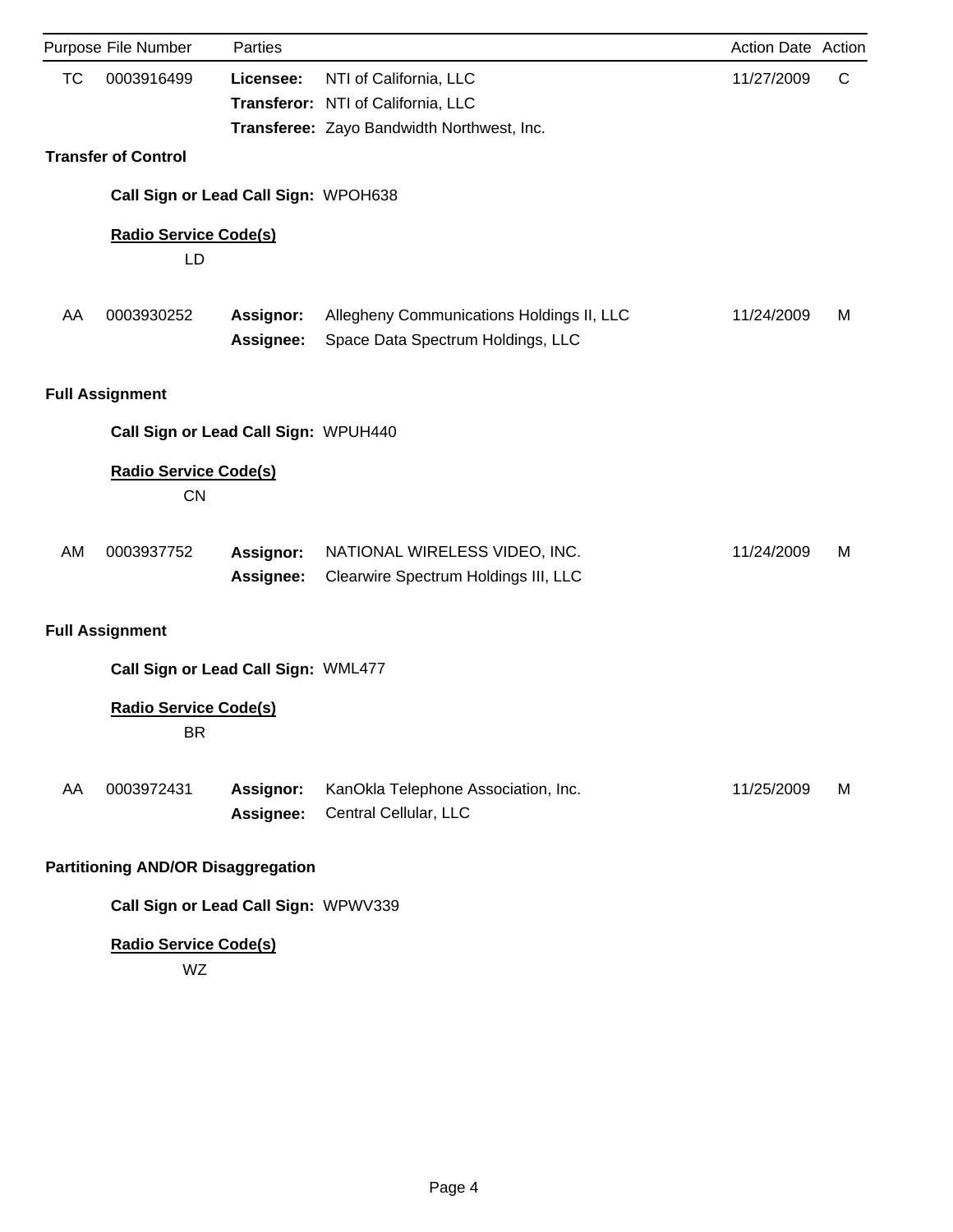| Purpose | File Number | Parties | | Action Date | Action |
|---|---|---|---|---|---|
| TC | 0003916499 | **Licensee:** | NTI of California, LLC | 11/27/2009 | C |
| | | **Transferor:** | NTI of California, LLC | | |
| | | **Transferee:** | Zayo Bandwidth Northwest, Inc. | | |

**Transfer of Control**

**Call Sign or Lead Call Sign:** WPOH638

**Radio Service Code(s)**

LD

| Purpose | File Number | Parties | | Action Date | Action |
|---|---|---|---|---|---|
| AA | 0003930252 | **Assignor:** | Allegheny Communications Holdings II, LLC | 11/24/2009 | M |
| | | **Assignee:** | Space Data Spectrum Holdings, LLC | | |

**Full Assignment**

**Call Sign or Lead Call Sign:** WPUH440

**Radio Service Code(s)**

CN

| Purpose | File Number | Parties | | Action Date | Action |
|---|---|---|---|---|---|
| AM | 0003937752 | **Assignor:** | NATIONAL WIRELESS VIDEO, INC. | 11/24/2009 | M |
| | | **Assignee:** | Clearwire Spectrum Holdings III, LLC | | |

**Full Assignment**

**Call Sign or Lead Call Sign:** WML477

**Radio Service Code(s)**

BR

| Purpose | File Number | Parties | | Action Date | Action |
|---|---|---|---|---|---|
| AA | 0003972431 | **Assignor:** | KanOkla Telephone Association, Inc. | 11/25/2009 | M |
| | | **Assignee:** | Central Cellular, LLC | | |

**Partitioning AND/OR Disaggregation**

**Call Sign or Lead Call Sign:** WPWV339

**Radio Service Code(s)**

WZ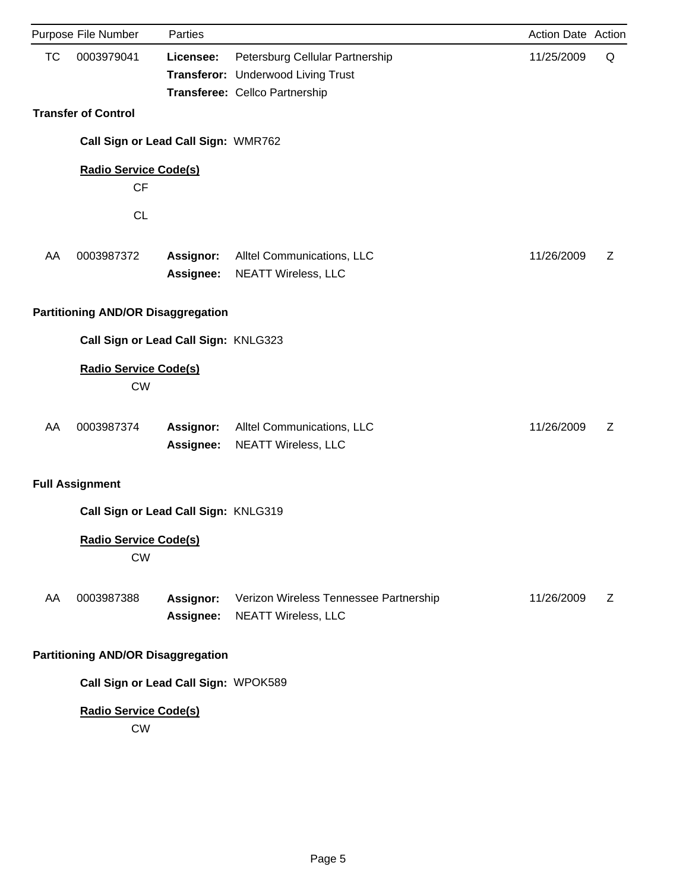| Purpose | File Number | Parties | | Action Date | Action |
|---|---|---|---|---|---|
| TC | 0003979041 | **Licensee:** | Petersburg Cellular Partnership | 11/25/2009 | Q |
| | | **Transferor:** | Underwood Living Trust | | |
| | | **Transferee:** | Cellco Partnership | | |

**Transfer of Control**

**Call Sign or Lead Call Sign:** WMR762

**Radio Service Code(s)**

CF

CL

| Purpose | File Number | Parties | | Action Date | Action |
|---|---|---|---|---|---|
| AA | 0003987372 | **Assignor:** | Alltel Communications, LLC | 11/26/2009 | Z |
| | | **Assignee:** | NEATT Wireless, LLC | | |

**Partitioning AND/OR Disaggregation**

**Call Sign or Lead Call Sign:** KNLG323

**Radio Service Code(s)**

CW

| Purpose | File Number | Parties | | Action Date | Action |
|---|---|---|---|---|---|
| AA | 0003987374 | **Assignor:** | Alltel Communications, LLC | 11/26/2009 | Z |
| | | **Assignee:** | NEATT Wireless, LLC | | |

**Full Assignment**

**Call Sign or Lead Call Sign:** KNLG319

**Radio Service Code(s)**

CW

| Purpose | File Number | Parties | | Action Date | Action |
|---|---|---|---|---|---|
| AA | 0003987388 | **Assignor:** | Verizon Wireless Tennessee Partnership | 11/26/2009 | Z |
| | | **Assignee:** | NEATT Wireless, LLC | | |

**Partitioning AND/OR Disaggregation**

**Call Sign or Lead Call Sign:** WPOK589

**Radio Service Code(s)**

CW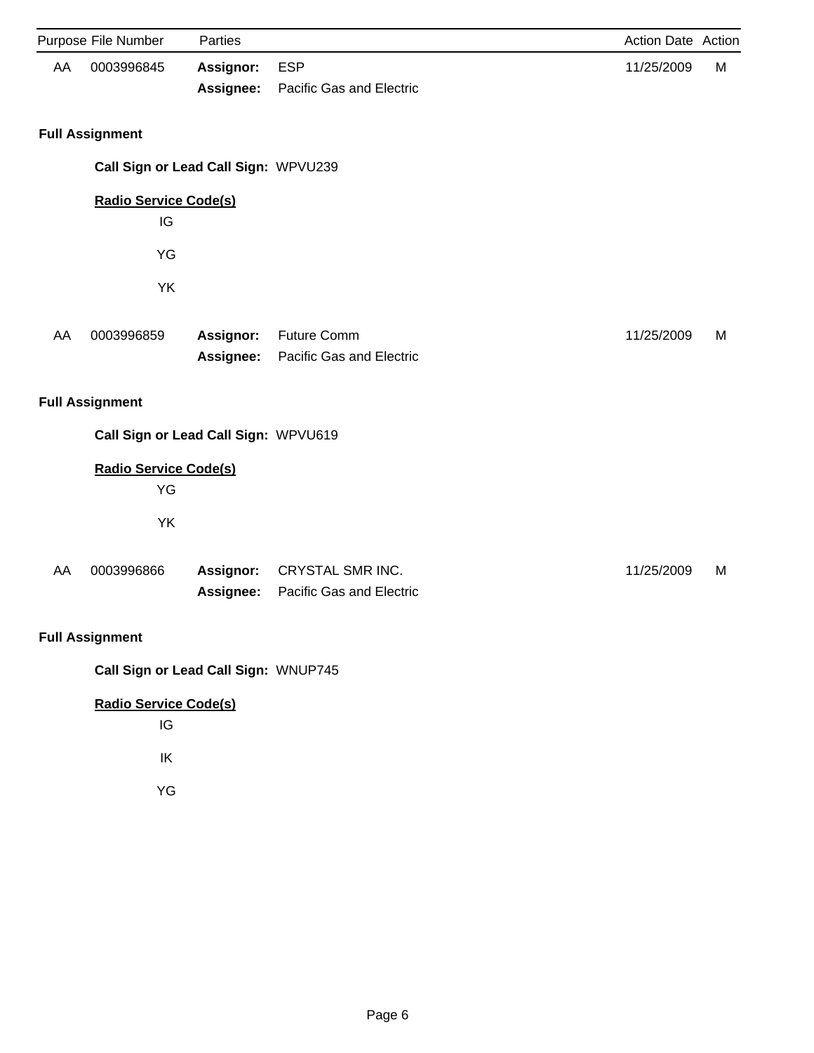| Purpose | File Number | Parties | | Action Date | Action |
|---|---|---|---|---|---|
| AA | 0003996845 | **Assignor:** | ESP | 11/25/2009 | M |
| | | **Assignee:** | Pacific Gas and Electric | | |

**Full Assignment**

**Call Sign or Lead Call Sign:** WPVU239

**Radio Service Code(s)**

IG

YG

YK

| Purpose | File Number | Parties | | Action Date | Action |
|---|---|---|---|---|---|
| AA | 0003996859 | **Assignor:** | Future Comm | 11/25/2009 | M |
| | | **Assignee:** | Pacific Gas and Electric | | |

**Full Assignment**

**Call Sign or Lead Call Sign:** WPVU619

**Radio Service Code(s)**

YG

YK

| Purpose | File Number | Parties | | Action Date | Action |
|---|---|---|---|---|---|
| AA | 0003996866 | **Assignor:** | CRYSTAL SMR INC. | 11/25/2009 | M |
| | | **Assignee:** | Pacific Gas and Electric | | |

**Full Assignment**

**Call Sign or Lead Call Sign:** WNUP745

**Radio Service Code(s)**

IG

IK

YG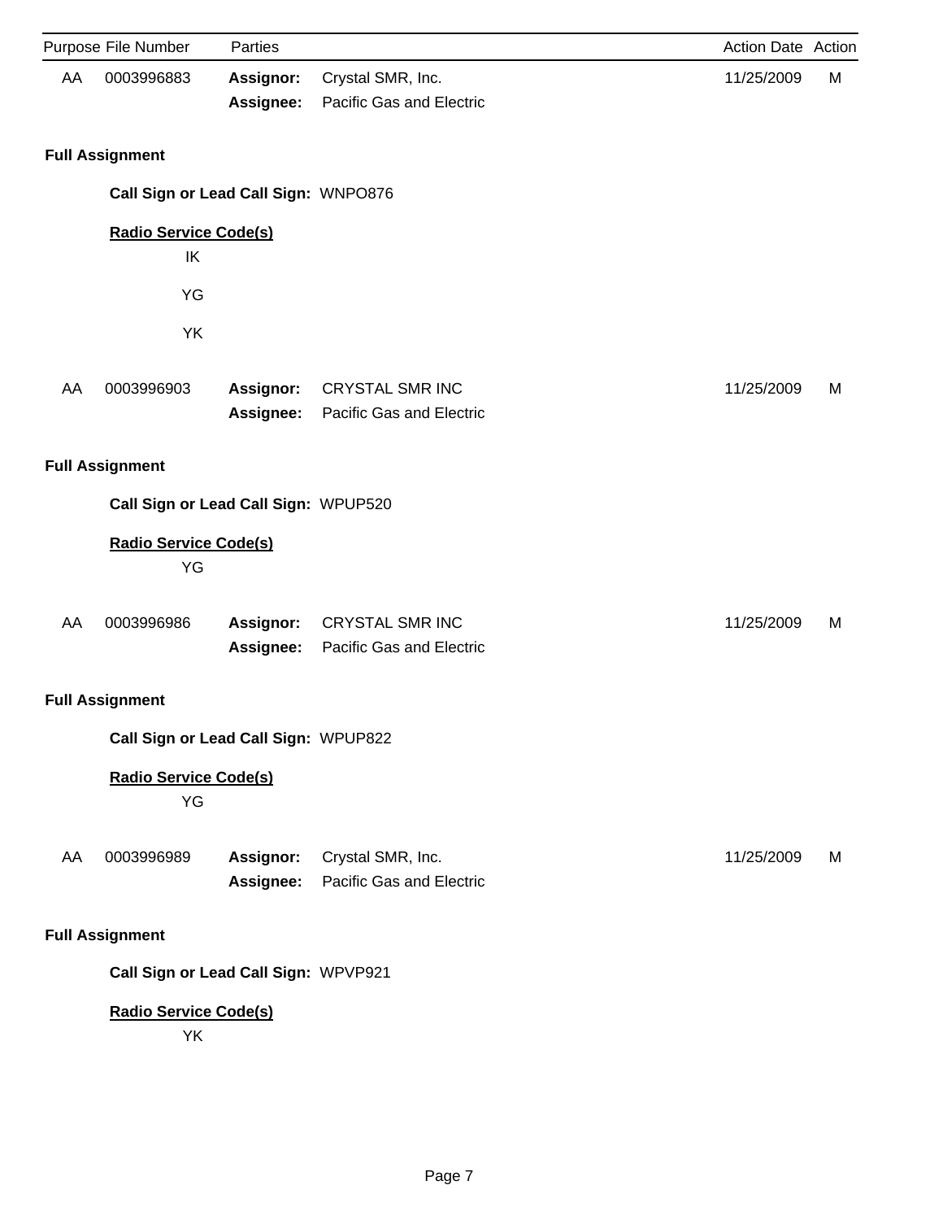| Purpose | File Number | Parties | | Action Date | Action |
|---|---|---|---|---|---|
| AA | 0003996883 | **Assignor:** | Crystal SMR, Inc. | 11/25/2009 | M |
| | | **Assignee:** | Pacific Gas and Electric | | |

**Full Assignment**

**Call Sign or Lead Call Sign:** WNPO876

**Radio Service Code(s)**

IK

YG

YK

| Purpose | File Number | Parties | | Action Date | Action |
|---|---|---|---|---|---|
| AA | 0003996903 | **Assignor:** | CRYSTAL SMR INC | 11/25/2009 | M |
| | | **Assignee:** | Pacific Gas and Electric | | |

**Full Assignment**

**Call Sign or Lead Call Sign:** WPUP520

**Radio Service Code(s)**

YG

| Purpose | File Number | Parties | | Action Date | Action |
|---|---|---|---|---|---|
| AA | 0003996986 | **Assignor:** | CRYSTAL SMR INC | 11/25/2009 | M |
| | | **Assignee:** | Pacific Gas and Electric | | |

**Full Assignment**

**Call Sign or Lead Call Sign:** WPUP822

**Radio Service Code(s)**

YG

| Purpose | File Number | Parties | | Action Date | Action |
|---|---|---|---|---|---|
| AA | 0003996989 | **Assignor:** | Crystal SMR, Inc. | 11/25/2009 | M |
| | | **Assignee:** | Pacific Gas and Electric | | |

**Full Assignment**

**Call Sign or Lead Call Sign:** WPVP921

**Radio Service Code(s)**

YK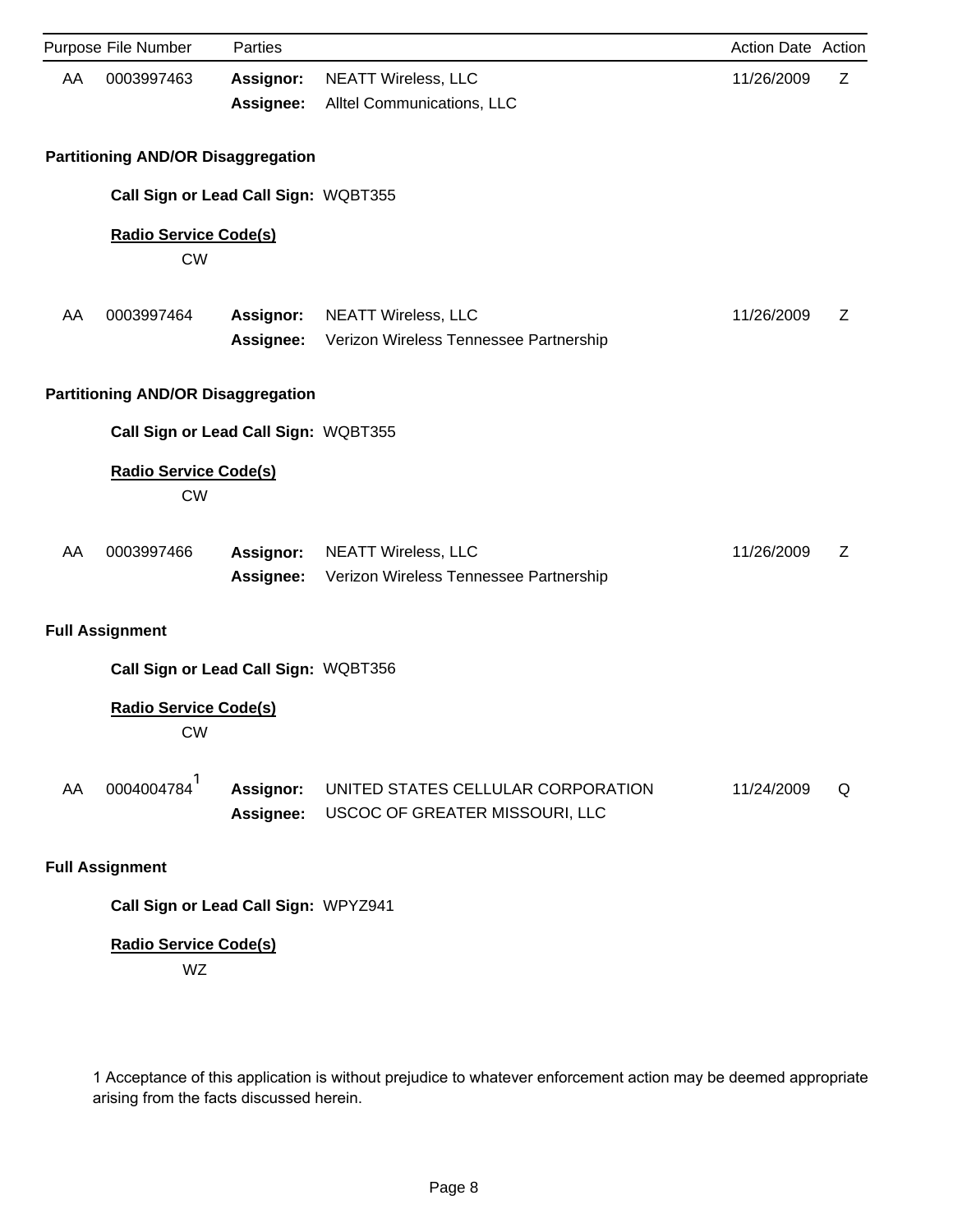| Purpose | File Number | Parties | | Action Date | Action |
|---|---|---|---|---|---|
| AA | 0003997463 | **Assignor:** | NEATT Wireless, LLC | 11/26/2009 | Z |
| | | **Assignee:** | Alltel Communications, LLC | | |

**Partitioning AND/OR Disaggregation**

**Call Sign or Lead Call Sign:** WQBT355

**Radio Service Code(s)**

CW

| Purpose | File Number | Parties | | Action Date | Action |
|---|---|---|---|---|---|
| AA | 0003997464 | **Assignor:** | NEATT Wireless, LLC | 11/26/2009 | Z |
| | | **Assignee:** | Verizon Wireless Tennessee Partnership | | |

**Partitioning AND/OR Disaggregation**

**Call Sign or Lead Call Sign:** WQBT355

**Radio Service Code(s)**

CW

| Purpose | File Number | Parties | | Action Date | Action |
|---|---|---|---|---|---|
| AA | 0003997466 | **Assignor:** | NEATT Wireless, LLC | 11/26/2009 | Z |
| | | **Assignee:** | Verizon Wireless Tennessee Partnership | | |

**Full Assignment**

**Call Sign or Lead Call Sign:** WQBT356

**Radio Service Code(s)**

CW

| Purpose | File Number | Parties | | Action Date | Action |
|---|---|---|---|---|---|
| AA | 0004004784[1] | **Assignor:** | UNITED STATES CELLULAR CORPORATION | 11/24/2009 | Q |
| | | **Assignee:** | USCOC OF GREATER MISSOURI, LLC | | |

**Full Assignment**

**Call Sign or Lead Call Sign:** WPYZ941

**Radio Service Code(s)**

WZ

1 Acceptance of this application is without prejudice to whatever enforcement action may be deemed appropriate arising from the facts discussed herein.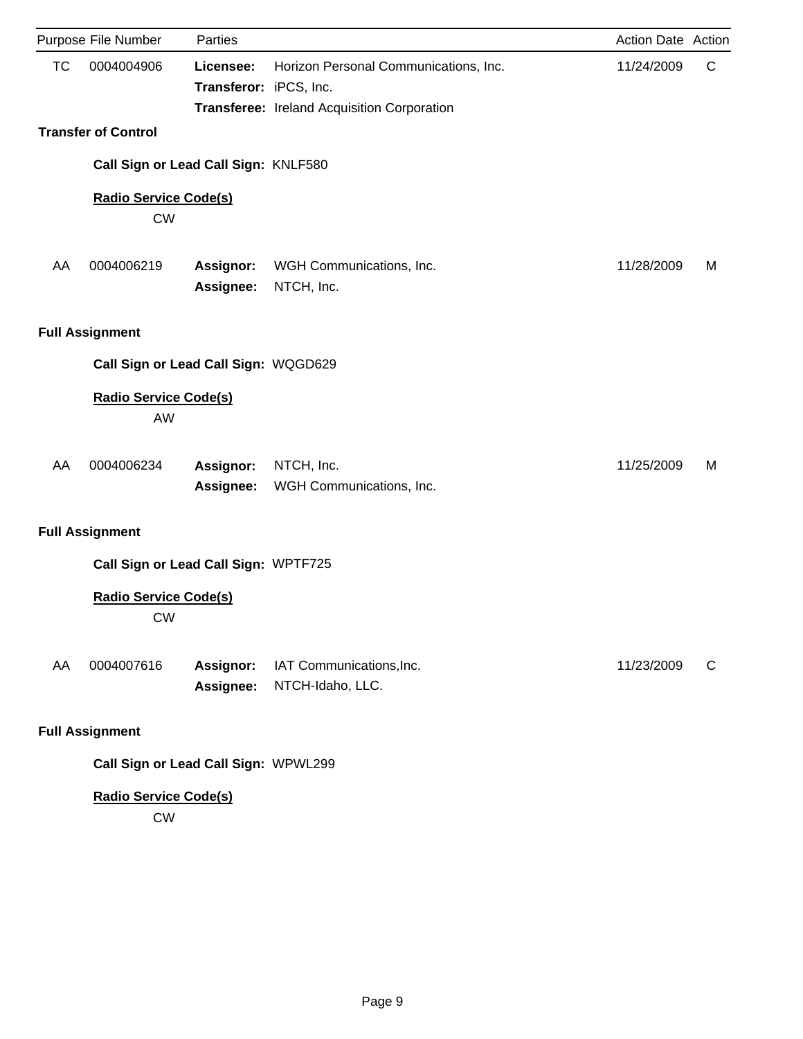| Purpose | File Number | Parties | | Action Date | Action |
|---|---|---|---|---|---|
| TC | 0004004906 | **Licensee:** | Horizon Personal Communications, Inc. | 11/24/2009 | C |
| | | **Transferor:** | iPCS, Inc. | | |
| | | **Transferee:** | Ireland Acquisition Corporation | | |

**Transfer of Control**

**Call Sign or Lead Call Sign:** KNLF580

**Radio Service Code(s)**

CW

| Purpose | File Number | Parties | | Action Date | Action |
|---|---|---|---|---|---|
| AA | 0004006219 | **Assignor:** | WGH Communications, Inc. | 11/28/2009 | M |
| | | **Assignee:** | NTCH, Inc. | | |

**Full Assignment**

**Call Sign or Lead Call Sign:** WQGD629

**Radio Service Code(s)**

AW

| Purpose | File Number | Parties | | Action Date | Action |
|---|---|---|---|---|---|
| AA | 0004006234 | **Assignor:** | NTCH, Inc. | 11/25/2009 | M |
| | | **Assignee:** | WGH Communications, Inc. | | |

**Full Assignment**

**Call Sign or Lead Call Sign:** WPTF725

**Radio Service Code(s)**

CW

| Purpose | File Number | Parties | | Action Date | Action |
|---|---|---|---|---|---|
| AA | 0004007616 | **Assignor:** | IAT Communications,Inc. | 11/23/2009 | C |
| | | **Assignee:** | NTCH-Idaho, LLC. | | |

**Full Assignment**

**Call Sign or Lead Call Sign:** WPWL299

**Radio Service Code(s)**

CW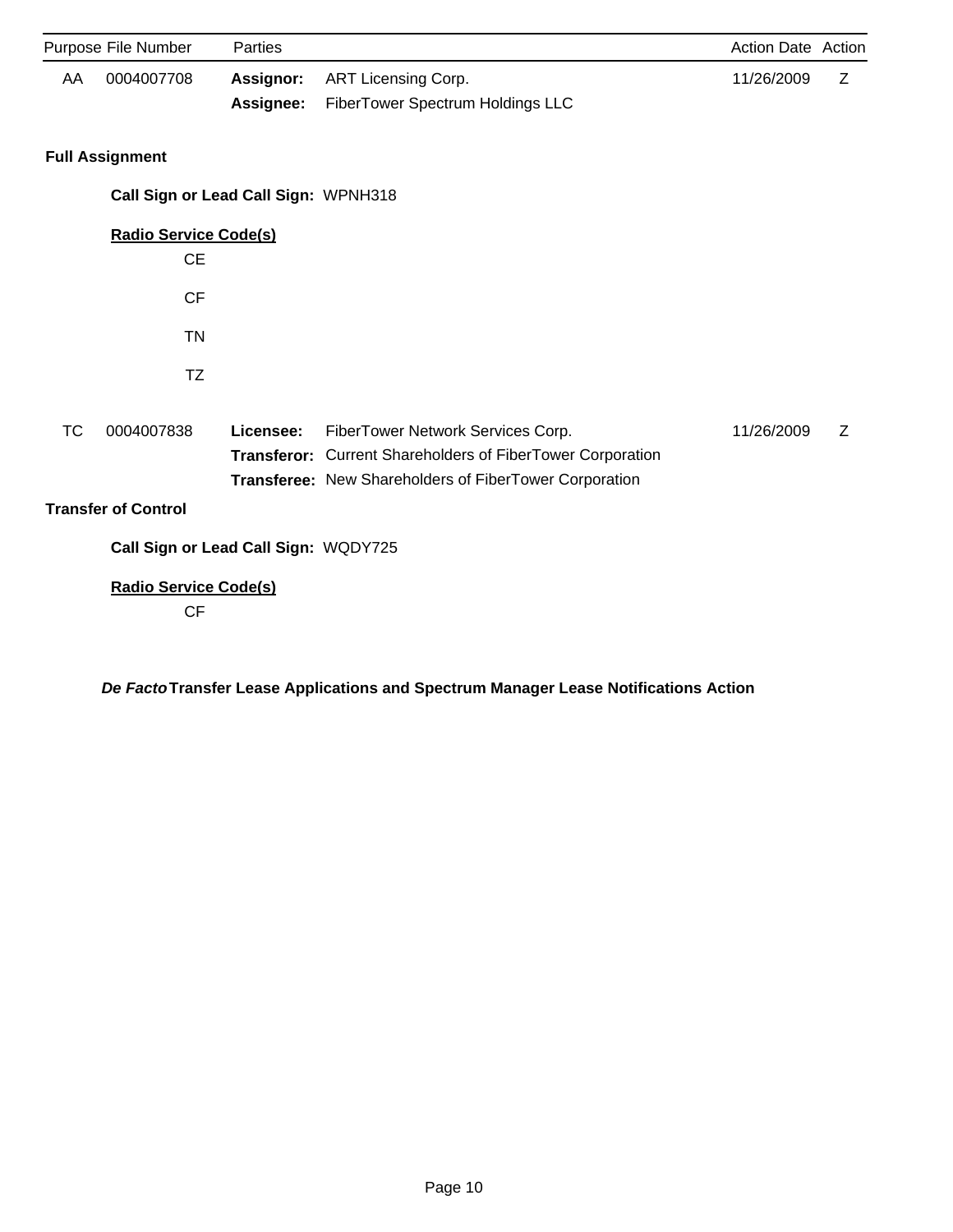| Purpose | File Number | Parties | | Action Date | Action |
|---|---|---|---|---|---|
| AA | 0004007708 | **Assignor:** | ART Licensing Corp. | 11/26/2009 | Z |
| | | **Assignee:** | FiberTower Spectrum Holdings LLC | | |

**Full Assignment**

**Call Sign or Lead Call Sign:** WPNH318

**Radio Service Code(s)**

CE

CF

TN

TZ

| Purpose | File Number | Parties | | Action Date | Action |
|---|---|---|---|---|---|
| TC | 0004007838 | **Licensee:** | FiberTower Network Services Corp. | 11/26/2009 | Z |
| | | **Transferor:** | Current Shareholders of FiberTower Corporation | | |
| | | **Transferee:** | New Shareholders of FiberTower Corporation | | |

**Transfer of Control**

**Call Sign or Lead Call Sign:** WQDY725

**Radio Service Code(s)**

CF

## *De Facto* Transfer Lease Applications and Spectrum Manager Lease Notifications Action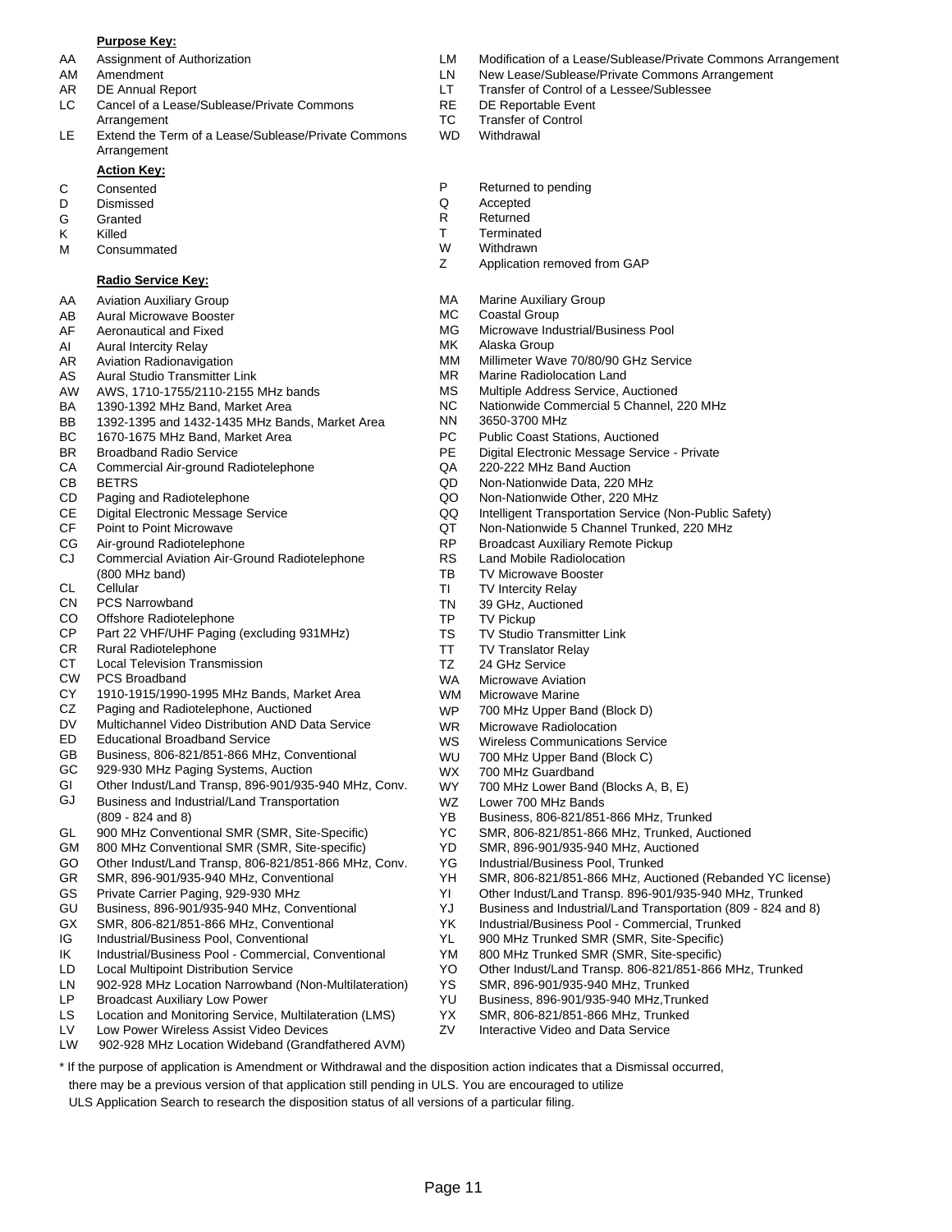**Purpose Key:**

- AA Assignment of Authorization
- AM Amendment
- AR DE Annual Report
- LC Cancel of a Lease/Sublease/Private Commons Arrangement
- LE Extend the Term of a Lease/Sublease/Private Commons Arrangement
- LM Modification of a Lease/Sublease/Private Commons Arrangement
- LN New Lease/Sublease/Private Commons Arrangement
- LT Transfer of Control of a Lessee/Sublessee
- RE DE Reportable Event
- TC Transfer of Control
- WD Withdrawal

**Action Key:**

- C Consented
- D Dismissed
- G Granted
- K Killed
- M Consummated
- P Returned to pending
- Q Accepted
- R Returned
- T Terminated
- W Withdrawn
- Z Application removed from GAP

**Radio Service Key:**

- AA Aviation Auxiliary Group
- AB Aural Microwave Booster
- AF Aeronautical and Fixed
- AI Aural Intercity Relay
- AR Aviation Radionavigation
- AS Aural Studio Transmitter Link
- AW AWS, 1710-1755/2110-2155 MHz bands
- BA 1390-1392 MHz Band, Market Area
- BB 1392-1395 and 1432-1435 MHz Bands, Market Area
- BC 1670-1675 MHz Band, Market Area
- BR Broadband Radio Service
- CA Commercial Air-ground Radiotelephone
- CB BETRS
- CD Paging and Radiotelephone
- CE Digital Electronic Message Service
- CF Point to Point Microwave
- CG Air-ground Radiotelephone
- CJ Commercial Aviation Air-Ground Radiotelephone (800 MHz band)
- CL Cellular
- CN PCS Narrowband
- CO Offshore Radiotelephone
- CP Part 22 VHF/UHF Paging (excluding 931MHz)
- CR Rural Radiotelephone
- CT Local Television Transmission
- CW PCS Broadband
- CY 1910-1915/1990-1995 MHz Bands, Market Area
- CZ Paging and Radiotelephone, Auctioned
- DV Multichannel Video Distribution AND Data Service
- ED Educational Broadband Service
- GB Business, 806-821/851-866 MHz, Conventional
- GC 929-930 MHz Paging Systems, Auction
- GI Other Indust/Land Transp, 896-901/935-940 MHz, Conv.
- GJ Business and Industrial/Land Transportation (809 - 824 and 8)
- GL 900 MHz Conventional SMR (SMR, Site-Specific)
- GM 800 MHz Conventional SMR (SMR, Site-specific)
- GO Other Indust/Land Transp, 806-821/851-866 MHz, Conv.
- GR SMR, 896-901/935-940 MHz, Conventional
- GS Private Carrier Paging, 929-930 MHz
- GU Business, 896-901/935-940 MHz, Conventional
- GX SMR, 806-821/851-866 MHz, Conventional
- IG Industrial/Business Pool, Conventional
- IK Industrial/Business Pool - Commercial, Conventional
- LD Local Multipoint Distribution Service
- LN 902-928 MHz Location Narrowband (Non-Multilateration)
- LP Broadcast Auxiliary Low Power
- LS Location and Monitoring Service, Multilateration (LMS)
- LV Low Power Wireless Assist Video Devices
- LW 902-928 MHz Location Wideband (Grandfathered AVM)
- MA Marine Auxiliary Group
- MC Coastal Group
- MG Microwave Industrial/Business Pool
- MK Alaska Group
- MM Millimeter Wave 70/80/90 GHz Service
- MR Marine Radiolocation Land
- MS Multiple Address Service, Auctioned
- NC Nationwide Commercial 5 Channel, 220 MHz
- NN 3650-3700 MHz
- PC Public Coast Stations, Auctioned
- PE Digital Electronic Message Service - Private
- QA 220-222 MHz Band Auction
- QD Non-Nationwide Data, 220 MHz
- QO Non-Nationwide Other, 220 MHz
- QQ Intelligent Transportation Service (Non-Public Safety)
- QT Non-Nationwide 5 Channel Trunked, 220 MHz
- RP Broadcast Auxiliary Remote Pickup
- RS Land Mobile Radiolocation
- TB TV Microwave Booster
- TI TV Intercity Relay
- TN 39 GHz, Auctioned
- TP TV Pickup
- TS TV Studio Transmitter Link
- TT TV Translator Relay
- TZ 24 GHz Service
- WA Microwave Aviation
- WM Microwave Marine
- WP 700 MHz Upper Band (Block D)
- WR Microwave Radiolocation
- WS Wireless Communications Service
- WU 700 MHz Upper Band (Block C)
- WX 700 MHz Guardband
- WY 700 MHz Lower Band (Blocks A, B, E)
- WZ Lower 700 MHz Bands
- YB Business, 806-821/851-866 MHz, Trunked
- YC SMR, 806-821/851-866 MHz, Trunked, Auctioned
- YD SMR, 896-901/935-940 MHz, Auctioned
- YG Industrial/Business Pool, Trunked
- YH SMR, 806-821/851-866 MHz, Auctioned (Rebanded YC license)
- YI Other Indust/Land Transp. 896-901/935-940 MHz, Trunked
- YJ Business and Industrial/Land Transportation (809 - 824 and 8)
- YK Industrial/Business Pool - Commercial, Trunked
- YL 900 MHz Trunked SMR (SMR, Site-Specific)
- YM 800 MHz Trunked SMR (SMR, Site-specific)
- YO Other Indust/Land Transp. 806-821/851-866 MHz, Trunked
- YS SMR, 896-901/935-940 MHz, Trunked
- YU Business, 896-901/935-940 MHz,Trunked
- YX SMR, 806-821/851-866 MHz, Trunked
- ZV Interactive Video and Data Service

* If the purpose of application is Amendment or Withdrawal and the disposition action indicates that a Dismissal occurred, there may be a previous version of that application still pending in ULS. You are encouraged to utilize ULS Application Search to research the disposition status of all versions of a particular filing.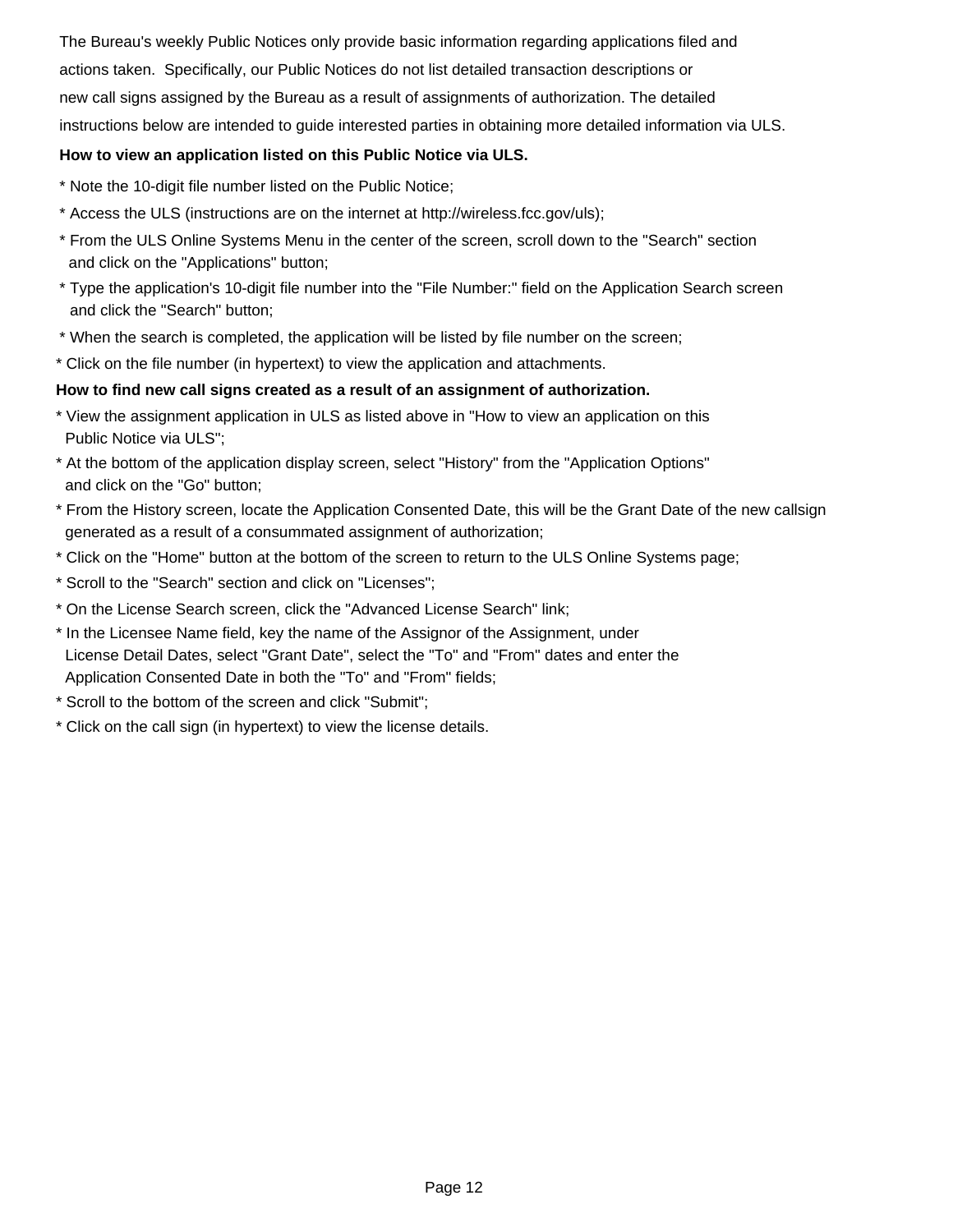The Bureau's weekly Public Notices only provide basic information regarding applications filed and actions taken. Specifically, our Public Notices do not list detailed transaction descriptions or new call signs assigned by the Bureau as a result of assignments of authorization. The detailed instructions below are intended to guide interested parties in obtaining more detailed information via ULS.

**How to view an application listed on this Public Notice via ULS.**

* Note the 10-digit file number listed on the Public Notice;
* Access the ULS (instructions are on the internet at http://wireless.fcc.gov/uls);
* From the ULS Online Systems Menu in the center of the screen, scroll down to the "Search" section and click on the "Applications" button;
* Type the application's 10-digit file number into the "File Number:" field on the Application Search screen and click the "Search" button;
* When the search is completed, the application will be listed by file number on the screen;
* Click on the file number (in hypertext) to view the application and attachments.

**How to find new call signs created as a result of an assignment of authorization.**

* View the assignment application in ULS as listed above in "How to view an application on this Public Notice via ULS";
* At the bottom of the application display screen, select "History" from the "Application Options" and click on the "Go" button;
* From the History screen, locate the Application Consented Date, this will be the Grant Date of the new callsign generated as a result of a consummated assignment of authorization;
* Click on the "Home" button at the bottom of the screen to return to the ULS Online Systems page;
* Scroll to the "Search" section and click on "Licenses";
* On the License Search screen, click the "Advanced License Search" link;
* In the Licensee Name field, key the name of the Assignor of the Assignment, under License Detail Dates, select "Grant Date", select the "To" and "From" dates and enter the Application Consented Date in both the "To" and "From" fields;
* Scroll to the bottom of the screen and click "Submit";
* Click on the call sign (in hypertext) to view the license details.